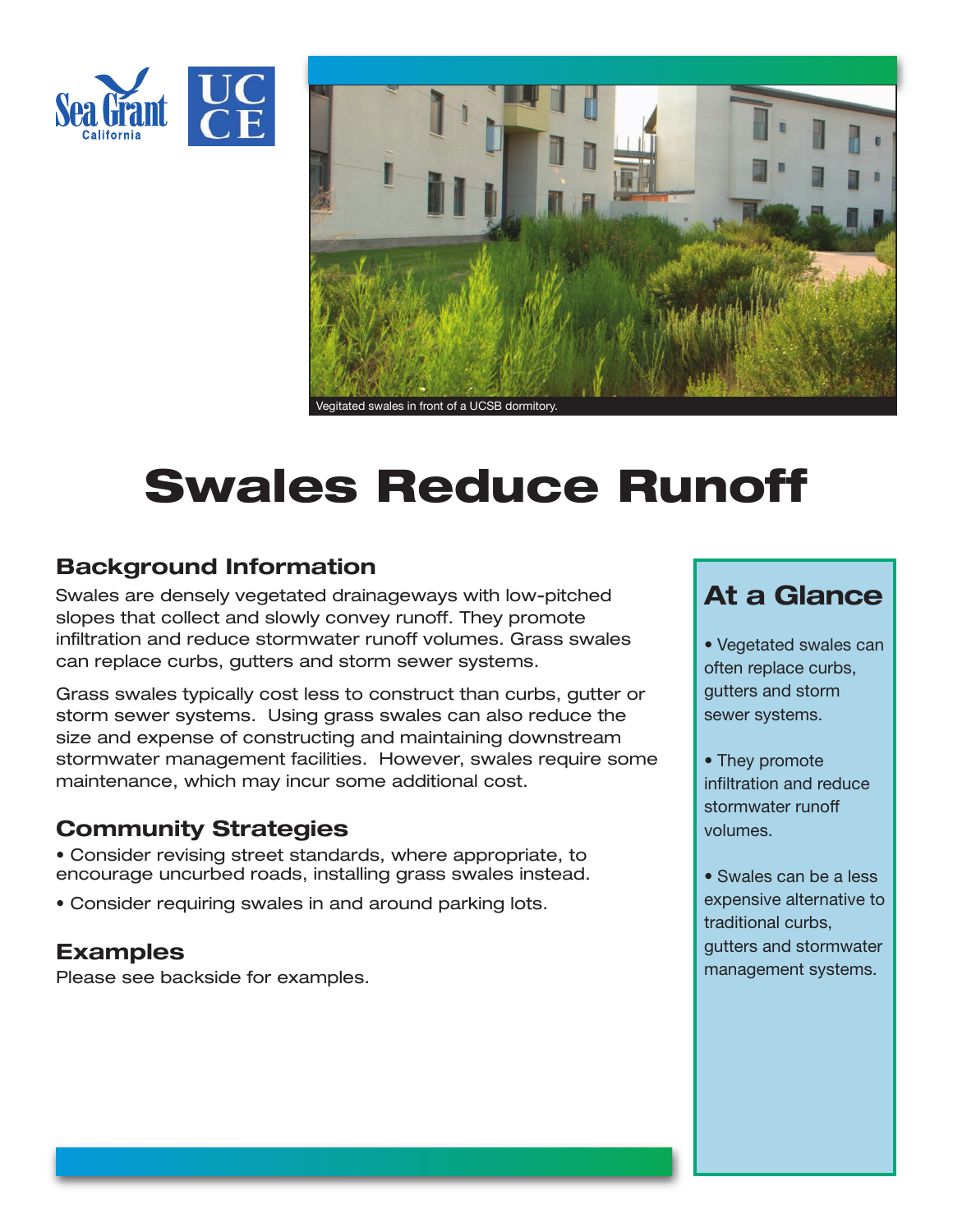Vegitated swales in front of a UCSB dormitory.

# Swales Reduce Runoff

## Background Information

Swales are densely vegetated drainageways with low-pitched slopes that collect and slowly convey runoff. They promote infiltration and reduce stormwater runoff volumes. Grass swales can replace curbs, gutters and storm sewer systems.

Grass swales typically cost less to construct than curbs, gutter or storm sewer systems. Using grass swales can also reduce the size and expense of constructing and maintaining downstream stormwater management facilities. However, swales require some maintenance, which may incur some additional cost.

## Community Strategies

- Consider revising street standards, where appropriate, to encourage uncurbed roads, installing grass swales instead.
- Consider requiring swales in and around parking lots.

## Examples

Please see backside for examples.

## At a Glance

- Vegetated swales can often replace curbs, gutters and storm sewer systems.
- They promote infiltration and reduce stormwater runoff volumes.
- Swales can be a less expensive alternative to traditional curbs, gutters and stormwater management systems.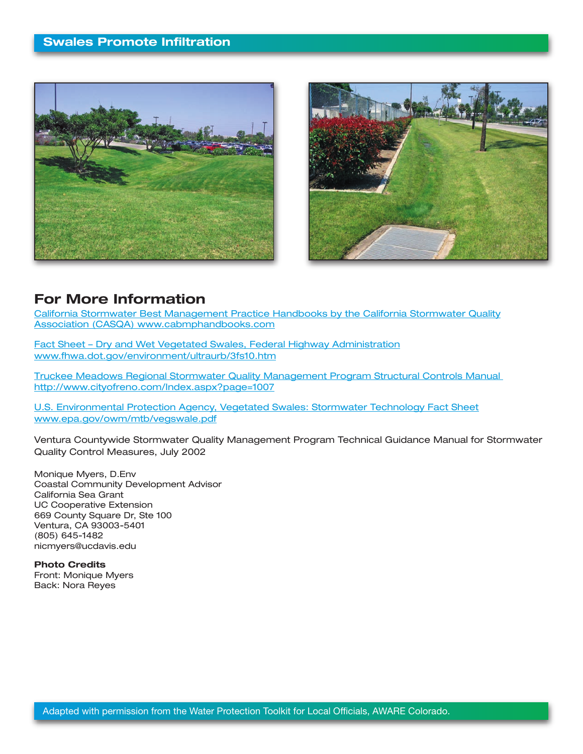## Swales Promote Infiltration

## For More Information

California Stormwater Best Management Practice Handbooks by the California Stormwater Quality Association (CASQA) www.cabmphandbooks.com

Fact Sheet – Dry and Wet Vegetated Swales, Federal Highway Administration
www.fhwa.dot.gov/environment/ultraurb/3fs10.htm

Truckee Meadows Regional Stormwater Quality Management Program Structural Controls Manual
http://www.cityofreno.com/Index.aspx?page=1007

U.S. Environmental Protection Agency, Vegetated Swales: Stormwater Technology Fact Sheet
www.epa.gov/owm/mtb/vegswale.pdf

Ventura Countywide Stormwater Quality Management Program Technical Guidance Manual for Stormwater Quality Control Measures, July 2002

Monique Myers, D.Env
Coastal Community Development Advisor
California Sea Grant
UC Cooperative Extension
669 County Square Dr, Ste 100
Ventura, CA 93003-5401
(805) 645-1482
nicmyers@ucdavis.edu

**Photo Credits**
Front: Monique Myers
Back: Nora Reyes

Adapted with permission from the Water Protection Toolkit for Local Officials, AWARE Colorado.